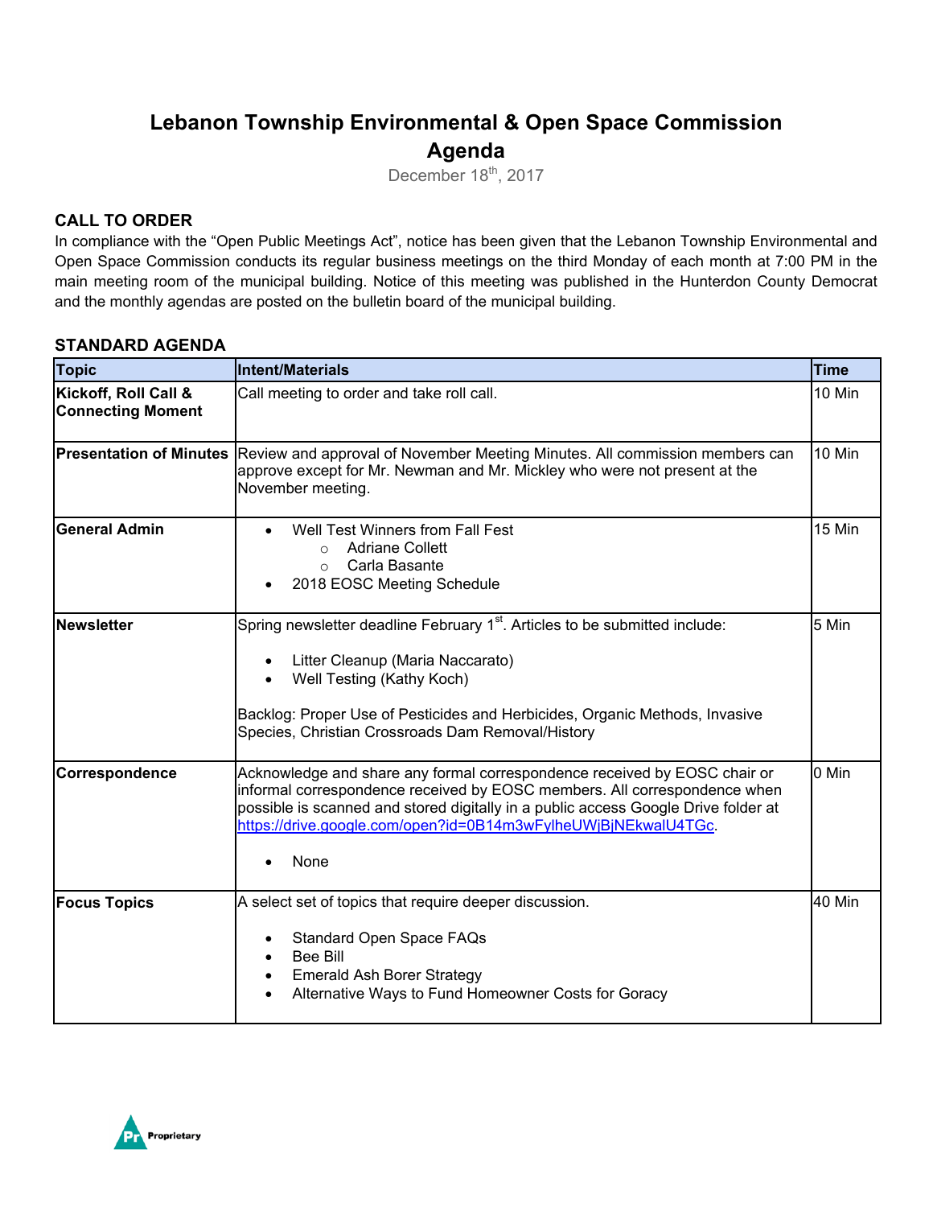# Lebanon Township Environmental & Open Space Commission

# Agenda

December 18th, 2017

## CALL TO ORDER

In compliance with the "Open Public Meetings Act", notice has been given that the Lebanon Township Environmental and Open Space Commission conducts its regular business meetings on the third Monday of each month at 7:00 PM in the main meeting room of the municipal building. Notice of this meeting was published in the Hunterdon County Democrat and the monthly agendas are posted on the bulletin board of the municipal building.

## STANDARD AGENDA

| Topic | Intent/Materials | Time |
|---|---|---|
| **Kickoff, Roll Call & Connecting Moment** | Call meeting to order and take roll call. | 10 Min |
| **Presentation of Minutes** | Review and approval of November Meeting Minutes. All commission members can approve except for Mr. Newman and Mr. Mickley who were not present at the November meeting. | 10 Min |
| **General Admin** | • Well Test Winners from Fall Fest<br>  ○ Adriane Collett<br>  ○ Carla Basante<br>• 2018 EOSC Meeting Schedule | 15 Min |
| **Newsletter** | Spring newsletter deadline February 1st. Articles to be submitted include:<br><br>• Litter Cleanup (Maria Naccarato)<br>• Well Testing (Kathy Koch)<br><br>Backlog: Proper Use of Pesticides and Herbicides, Organic Methods, Invasive Species, Christian Crossroads Dam Removal/History | 5 Min |
| **Correspondence** | Acknowledge and share any formal correspondence received by EOSC chair or informal correspondence received by EOSC members. All correspondence when possible is scanned and stored digitally in a public access Google Drive folder at https://drive.google.com/open?id=0B14m3wFylheUWjBjNEkwalU4TGc.<br><br>• None | 0 Min |
| **Focus Topics** | A select set of topics that require deeper discussion.<br><br>• Standard Open Space FAQs<br>• Bee Bill<br>• Emerald Ash Borer Strategy<br>• Alternative Ways to Fund Homeowner Costs for Goracy | 40 Min |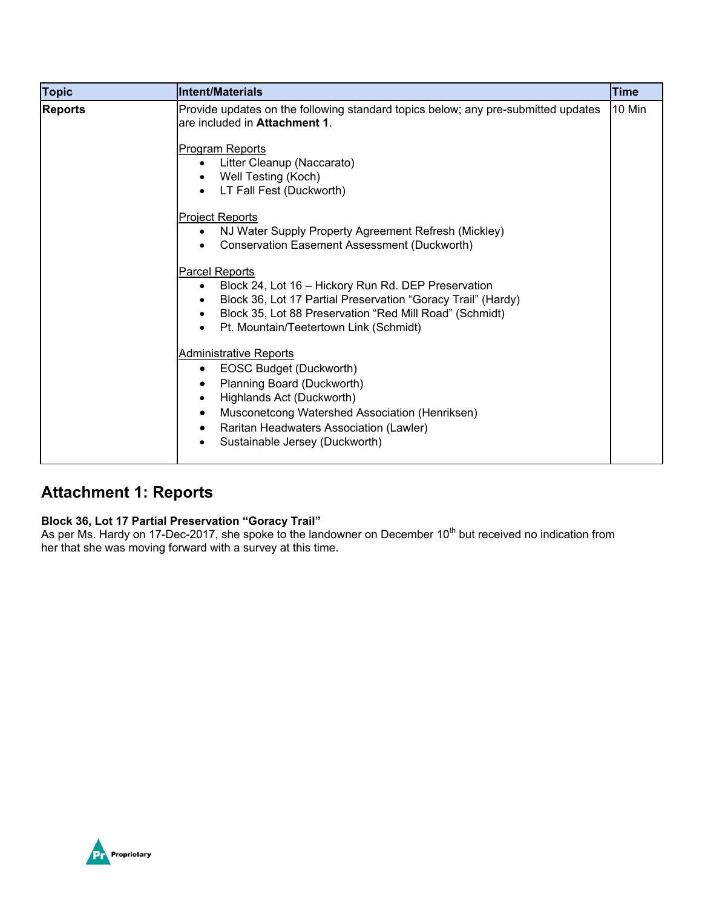| Topic | Intent/Materials | Time |
| --- | --- | --- |
| **Reports** | Provide updates on the following standard topics below; any pre-submitted updates are included in **Attachment 1**.<br><br>Program Reports<br>• Litter Cleanup (Naccarato)<br>• Well Testing (Koch)<br>• LT Fall Fest (Duckworth)<br><br>Project Reports<br>• NJ Water Supply Property Agreement Refresh (Mickley)<br>• Conservation Easement Assessment (Duckworth)<br><br>Parcel Reports<br>• Block 24, Lot 16 – Hickory Run Rd. DEP Preservation<br>• Block 36, Lot 17 Partial Preservation "Goracy Trail" (Hardy)<br>• Block 35, Lot 88 Preservation "Red Mill Road" (Schmidt)<br>• Pt. Mountain/Teetertown Link (Schmidt)<br><br>Administrative Reports<br>• EOSC Budget (Duckworth)<br>• Planning Board (Duckworth)<br>• Highlands Act (Duckworth)<br>• Musconetcong Watershed Association (Henriksen)<br>• Raritan Headwaters Association (Lawler)<br>• Sustainable Jersey (Duckworth) | 10 Min |

## Attachment 1: Reports

**Block 36, Lot 17 Partial Preservation "Goracy Trail"**

As per Ms. Hardy on 17-Dec-2017, she spoke to the landowner on December 10th but received no indication from her that she was moving forward with a survey at this time.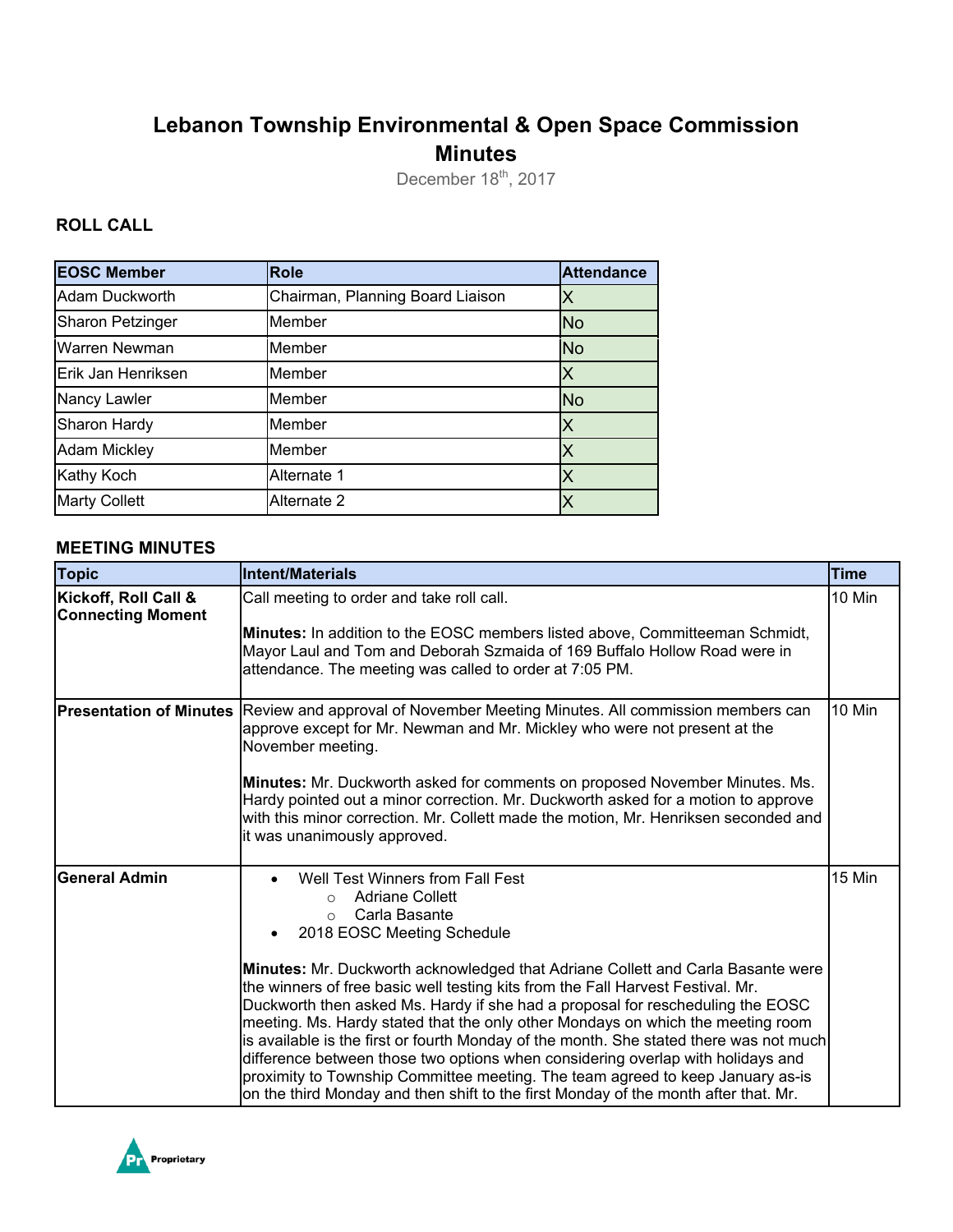# Lebanon Township Environmental & Open Space Commission Minutes

December 18th, 2017

## ROLL CALL

| EOSC Member | Role | Attendance |
|---|---|---|
| Adam Duckworth | Chairman, Planning Board Liaison | X |
| Sharon Petzinger | Member | No |
| Warren Newman | Member | No |
| Erik Jan Henriksen | Member | X |
| Nancy Lawler | Member | No |
| Sharon Hardy | Member | X |
| Adam Mickley | Member | X |
| Kathy Koch | Alternate 1 | X |
| Marty Collett | Alternate 2 | X |

## MEETING MINUTES

| Topic | Intent/Materials | Time |
|---|---|---|
| **Kickoff, Roll Call & Connecting Moment** | Call meeting to order and take roll call.<br><br>**Minutes:** In addition to the EOSC members listed above, Committeeman Schmidt, Mayor Laul and Tom and Deborah Szmaida of 169 Buffalo Hollow Road were in attendance. The meeting was called to order at 7:05 PM. | 10 Min |
| **Presentation of Minutes** | Review and approval of November Meeting Minutes. All commission members can approve except for Mr. Newman and Mr. Mickley who were not present at the November meeting.<br><br>**Minutes:** Mr. Duckworth asked for comments on proposed November Minutes. Ms. Hardy pointed out a minor correction. Mr. Duckworth asked for a motion to approve with this minor correction. Mr. Collett made the motion, Mr. Henriksen seconded and it was unanimously approved. | 10 Min |
| **General Admin** | • Well Test Winners from Fall Fest<br>&nbsp;&nbsp;&nbsp;&nbsp;○ Adriane Collett<br>&nbsp;&nbsp;&nbsp;&nbsp;○ Carla Basante<br>• 2018 EOSC Meeting Schedule<br><br>**Minutes:** Mr. Duckworth acknowledged that Adriane Collett and Carla Basante were the winners of free basic well testing kits from the Fall Harvest Festival. Mr. Duckworth then asked Ms. Hardy if she had a proposal for rescheduling the EOSC meeting. Ms. Hardy stated that the only other Mondays on which the meeting room is available is the first or fourth Monday of the month. She stated there was not much difference between those two options when considering overlap with holidays and proximity to Township Committee meeting. The team agreed to keep January as-is on the third Monday and then shift to the first Monday of the month after that. Mr. | 15 Min |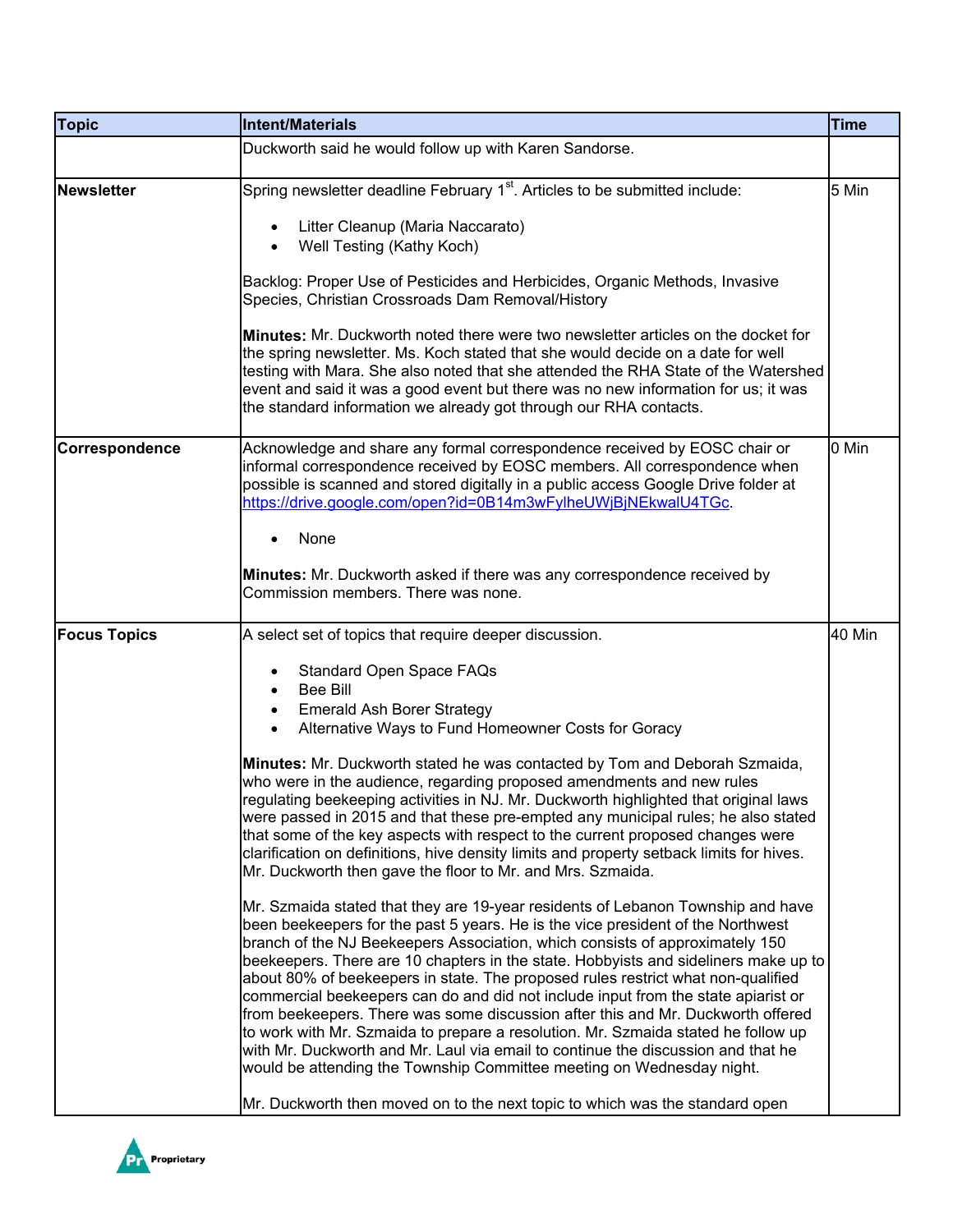| Topic | Intent/Materials | Time |
|---|---|---|
| | Duckworth said he would follow up with Karen Sandorse. | |
| **Newsletter** | Spring newsletter deadline February 1st. Articles to be submitted include:<br><br>• Litter Cleanup (Maria Naccarato)<br>• Well Testing (Kathy Koch)<br><br>Backlog: Proper Use of Pesticides and Herbicides, Organic Methods, Invasive Species, Christian Crossroads Dam Removal/History<br><br>**Minutes:** Mr. Duckworth noted there were two newsletter articles on the docket for the spring newsletter. Ms. Koch stated that she would decide on a date for well testing with Mara. She also noted that she attended the RHA State of the Watershed event and said it was a good event but there was no new information for us; it was the standard information we already got through our RHA contacts. | 5 Min |
| **Correspondence** | Acknowledge and share any formal correspondence received by EOSC chair or informal correspondence received by EOSC members. All correspondence when possible is scanned and stored digitally in a public access Google Drive folder at https://drive.google.com/open?id=0B14m3wFylheUWjBjNEkwalU4TGc.<br><br>• None<br><br>**Minutes:** Mr. Duckworth asked if there was any correspondence received by Commission members. There was none. | 0 Min |
| **Focus Topics** | A select set of topics that require deeper discussion.<br><br>• Standard Open Space FAQs<br>• Bee Bill<br>• Emerald Ash Borer Strategy<br>• Alternative Ways to Fund Homeowner Costs for Goracy<br><br>**Minutes:** Mr. Duckworth stated he was contacted by Tom and Deborah Szmaida, who were in the audience, regarding proposed amendments and new rules regulating beekeeping activities in NJ. Mr. Duckworth highlighted that original laws were passed in 2015 and that these pre-empted any municipal rules; he also stated that some of the key aspects with respect to the current proposed changes were clarification on definitions, hive density limits and property setback limits for hives. Mr. Duckworth then gave the floor to Mr. and Mrs. Szmaida.<br><br>Mr. Szmaida stated that they are 19-year residents of Lebanon Township and have been beekeepers for the past 5 years. He is the vice president of the Northwest branch of the NJ Beekeepers Association, which consists of approximately 150 beekeepers. There are 10 chapters in the state. Hobbyists and sideliners make up to about 80% of beekeepers in state. The proposed rules restrict what non-qualified commercial beekeepers can do and did not include input from the state apiarist or from beekeepers. There was some discussion after this and Mr. Duckworth offered to work with Mr. Szmaida to prepare a resolution. Mr. Szmaida stated he follow up with Mr. Duckworth and Mr. Laul via email to continue the discussion and that he would be attending the Township Committee meeting on Wednesday night.<br><br>Mr. Duckworth then moved on to the next topic to which was the standard open | 40 Min |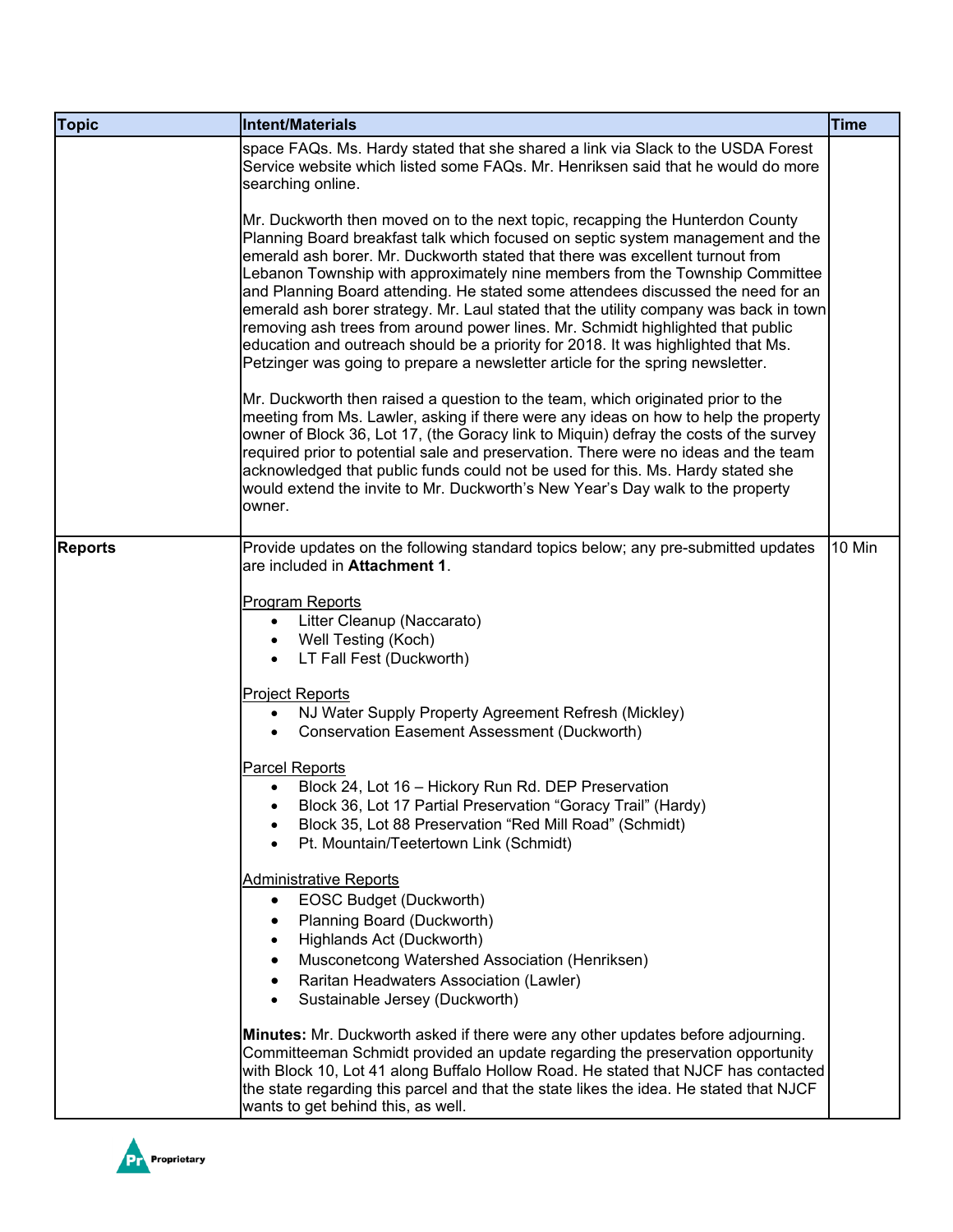| Topic | Intent/Materials | Time |
|---|---|---|
| | space FAQs. Ms. Hardy stated that she shared a link via Slack to the USDA Forest Service website which listed some FAQs. Mr. Henriksen said that he would do more searching online.<br><br>Mr. Duckworth then moved on to the next topic, recapping the Hunterdon County Planning Board breakfast talk which focused on septic system management and the emerald ash borer. Mr. Duckworth stated that there was excellent turnout from Lebanon Township with approximately nine members from the Township Committee and Planning Board attending. He stated some attendees discussed the need for an emerald ash borer strategy. Mr. Laul stated that the utility company was back in town removing ash trees from around power lines. Mr. Schmidt highlighted that public education and outreach should be a priority for 2018. It was highlighted that Ms. Petzinger was going to prepare a newsletter article for the spring newsletter.<br><br>Mr. Duckworth then raised a question to the team, which originated prior to the meeting from Ms. Lawler, asking if there were any ideas on how to help the property owner of Block 36, Lot 17, (the Goracy link to Miquin) defray the costs of the survey required prior to potential sale and preservation. There were no ideas and the team acknowledged that public funds could not be used for this. Ms. Hardy stated she would extend the invite to Mr. Duckworth's New Year's Day walk to the property owner. | |
| **Reports** | Provide updates on the following standard topics below; any pre-submitted updates are included in **Attachment 1**.<br><br><u>Program Reports</u><br>• Litter Cleanup (Naccarato)<br>• Well Testing (Koch)<br>• LT Fall Fest (Duckworth)<br><br><u>Project Reports</u><br>• NJ Water Supply Property Agreement Refresh (Mickley)<br>• Conservation Easement Assessment (Duckworth)<br><br><u>Parcel Reports</u><br>• Block 24, Lot 16 – Hickory Run Rd. DEP Preservation<br>• Block 36, Lot 17 Partial Preservation "Goracy Trail" (Hardy)<br>• Block 35, Lot 88 Preservation "Red Mill Road" (Schmidt)<br>• Pt. Mountain/Teetertown Link (Schmidt)<br><br><u>Administrative Reports</u><br>• EOSC Budget (Duckworth)<br>• Planning Board (Duckworth)<br>• Highlands Act (Duckworth)<br>• Musconetcong Watershed Association (Henriksen)<br>• Raritan Headwaters Association (Lawler)<br>• Sustainable Jersey (Duckworth)<br><br>**Minutes:** Mr. Duckworth asked if there were any other updates before adjourning. Committeeman Schmidt provided an update regarding the preservation opportunity with Block 10, Lot 41 along Buffalo Hollow Road. He stated that NJCF has contacted the state regarding this parcel and that the state likes the idea. He stated that NJCF wants to get behind this, as well. | 10 Min |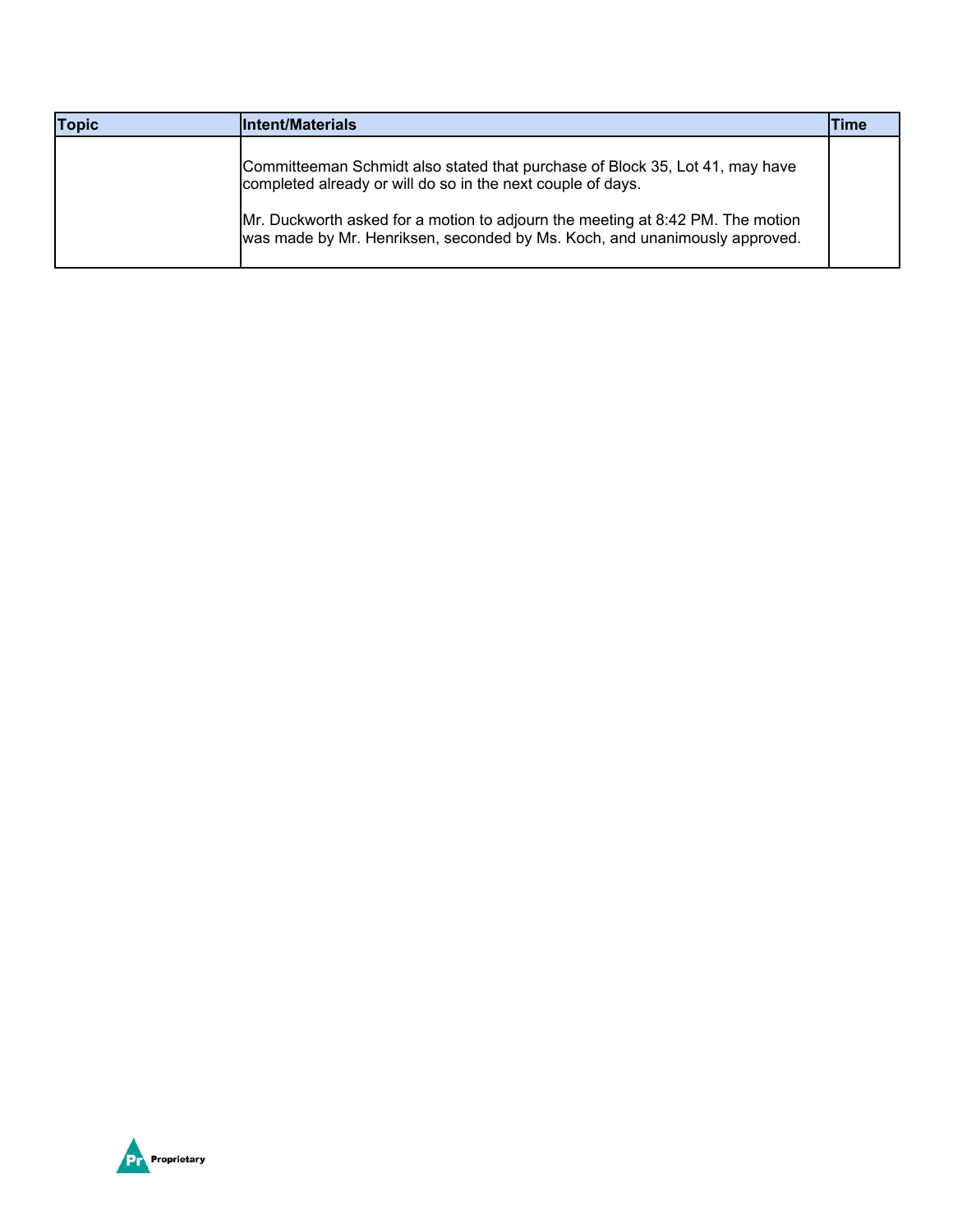| Topic | Intent/Materials | Time |
| --- | --- | --- |
| | Committeeman Schmidt also stated that purchase of Block 35, Lot 41, may have completed already or will do so in the next couple of days.<br><br>Mr. Duckworth asked for a motion to adjourn the meeting at 8:42 PM. The motion was made by Mr. Henriksen, seconded by Ms. Koch, and unanimously approved. | |